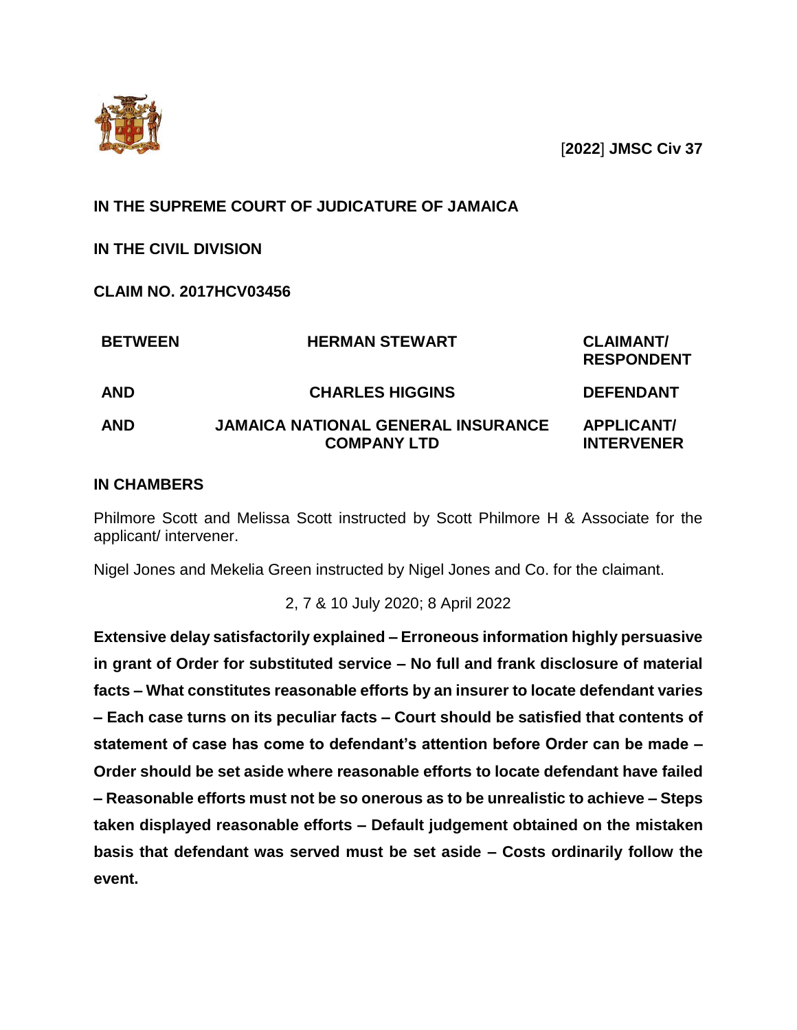[**2022**] **JMSC Civ 37**

**IN THE SUPREME COURT OF JUDICATURE OF JAMAICA**

**IN THE CIVIL DIVISION**

**CLAIM NO. 2017HCV03456**

| | | |
|---|---|---|
| **BETWEEN** | **HERMAN STEWART** | **CLAIMANT/ RESPONDENT** |
| **AND** | **CHARLES HIGGINS** | **DEFENDANT** |
| **AND** | **JAMAICA NATIONAL GENERAL INSURANCE COMPANY LTD** | **APPLICANT/ INTERVENER** |

**IN CHAMBERS**

Philmore Scott and Melissa Scott instructed by Scott Philmore H & Associate for the applicant/ intervener.

Nigel Jones and Mekelia Green instructed by Nigel Jones and Co. for the claimant.

2, 7 & 10 July 2020; 8 April 2022

**Extensive delay satisfactorily explained – Erroneous information highly persuasive in grant of Order for substituted service – No full and frank disclosure of material facts – What constitutes reasonable efforts by an insurer to locate defendant varies – Each case turns on its peculiar facts – Court should be satisfied that contents of statement of case has come to defendant's attention before Order can be made – Order should be set aside where reasonable efforts to locate defendant have failed – Reasonable efforts must not be so onerous as to be unrealistic to achieve – Steps taken displayed reasonable efforts – Default judgement obtained on the mistaken basis that defendant was served must be set aside – Costs ordinarily follow the event.**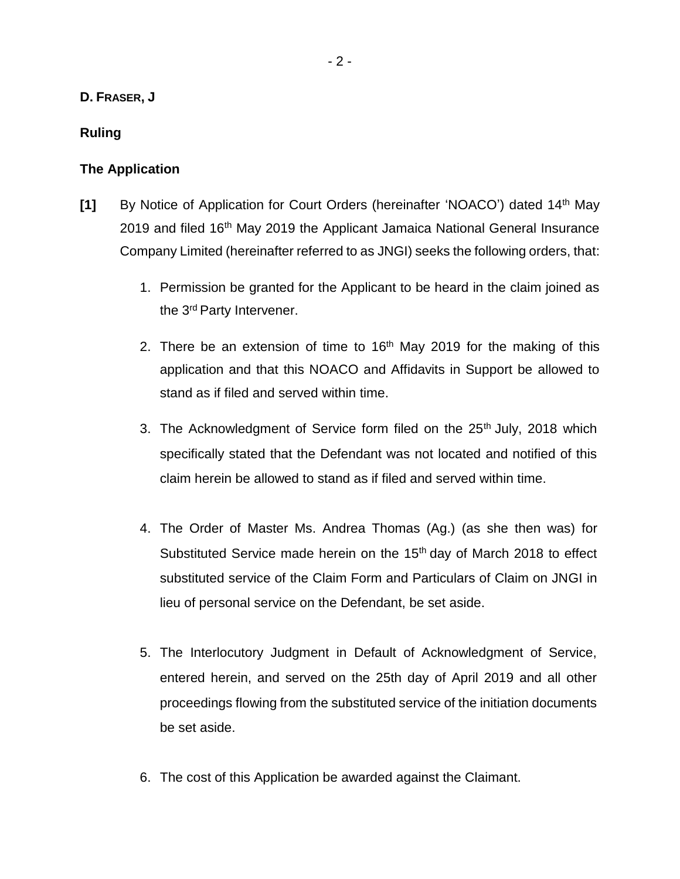**D. FRASER, J**

**Ruling**

**The Application**

**[1]** By Notice of Application for Court Orders (hereinafter 'NOACO') dated 14th May 2019 and filed 16th May 2019 the Applicant Jamaica National General Insurance Company Limited (hereinafter referred to as JNGI) seeks the following orders, that:

1. Permission be granted for the Applicant to be heard in the claim joined as the 3rd Party Intervener.

2. There be an extension of time to 16th May 2019 for the making of this application and that this NOACO and Affidavits in Support be allowed to stand as if filed and served within time.

3. The Acknowledgment of Service form filed on the 25th July, 2018 which specifically stated that the Defendant was not located and notified of this claim herein be allowed to stand as if filed and served within time.

4. The Order of Master Ms. Andrea Thomas (Ag.) (as she then was) for Substituted Service made herein on the 15th day of March 2018 to effect substituted service of the Claim Form and Particulars of Claim on JNGI in lieu of personal service on the Defendant, be set aside.

5. The Interlocutory Judgment in Default of Acknowledgment of Service, entered herein, and served on the 25th day of April 2019 and all other proceedings flowing from the substituted service of the initiation documents be set aside.

6. The cost of this Application be awarded against the Claimant.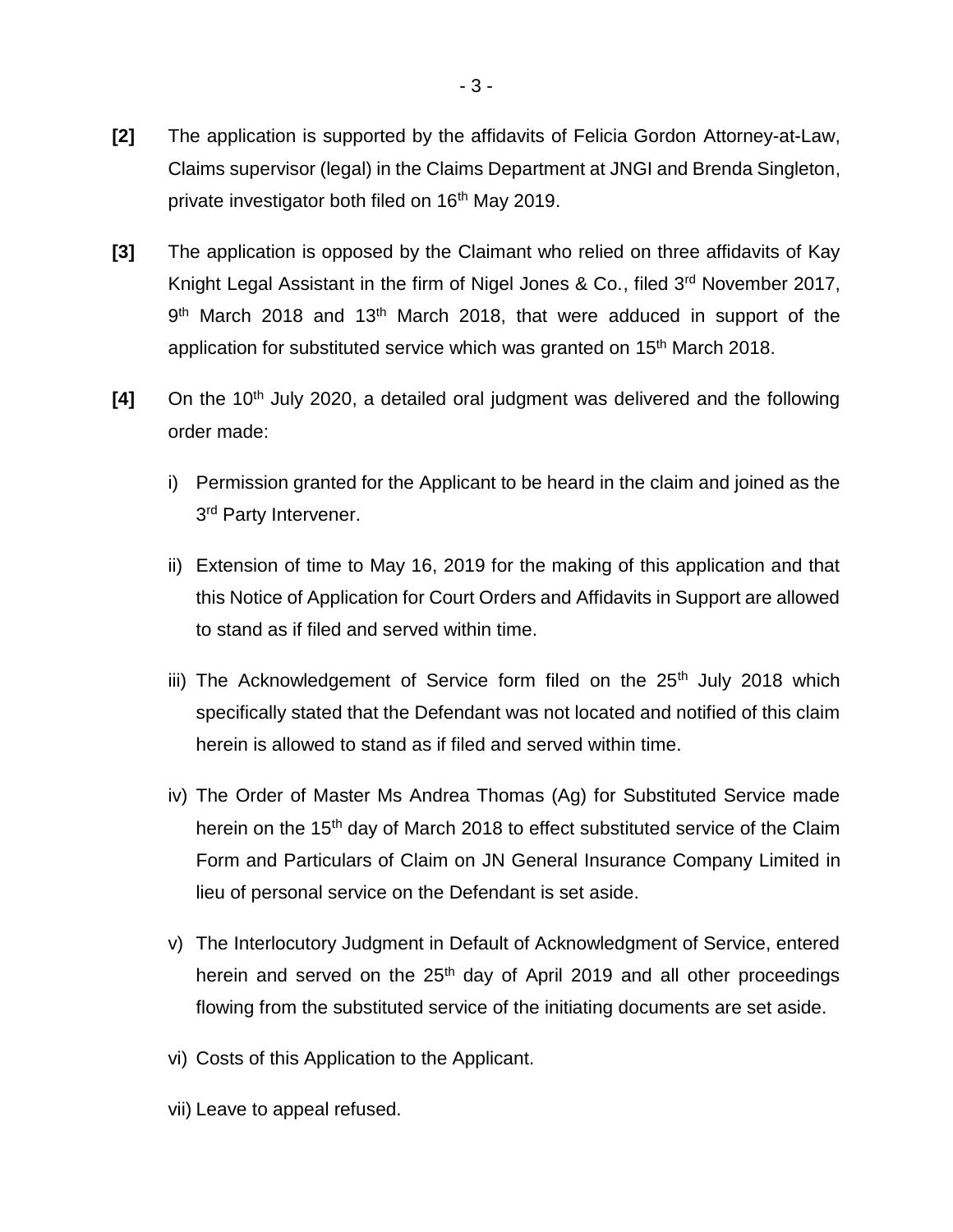**[2]** The application is supported by the affidavits of Felicia Gordon Attorney-at-Law, Claims supervisor (legal) in the Claims Department at JNGI and Brenda Singleton, private investigator both filed on 16th May 2019.

**[3]** The application is opposed by the Claimant who relied on three affidavits of Kay Knight Legal Assistant in the firm of Nigel Jones & Co., filed 3rd November 2017, 9th March 2018 and 13th March 2018, that were adduced in support of the application for substituted service which was granted on 15th March 2018.

**[4]** On the 10th July 2020, a detailed oral judgment was delivered and the following order made:

i) Permission granted for the Applicant to be heard in the claim and joined as the 3rd Party Intervener.

ii) Extension of time to May 16, 2019 for the making of this application and that this Notice of Application for Court Orders and Affidavits in Support are allowed to stand as if filed and served within time.

iii) The Acknowledgement of Service form filed on the 25th July 2018 which specifically stated that the Defendant was not located and notified of this claim herein is allowed to stand as if filed and served within time.

iv) The Order of Master Ms Andrea Thomas (Ag) for Substituted Service made herein on the 15th day of March 2018 to effect substituted service of the Claim Form and Particulars of Claim on JN General Insurance Company Limited in lieu of personal service on the Defendant is set aside.

v) The Interlocutory Judgment in Default of Acknowledgment of Service, entered herein and served on the 25th day of April 2019 and all other proceedings flowing from the substituted service of the initiating documents are set aside.

vi) Costs of this Application to the Applicant.

vii) Leave to appeal refused.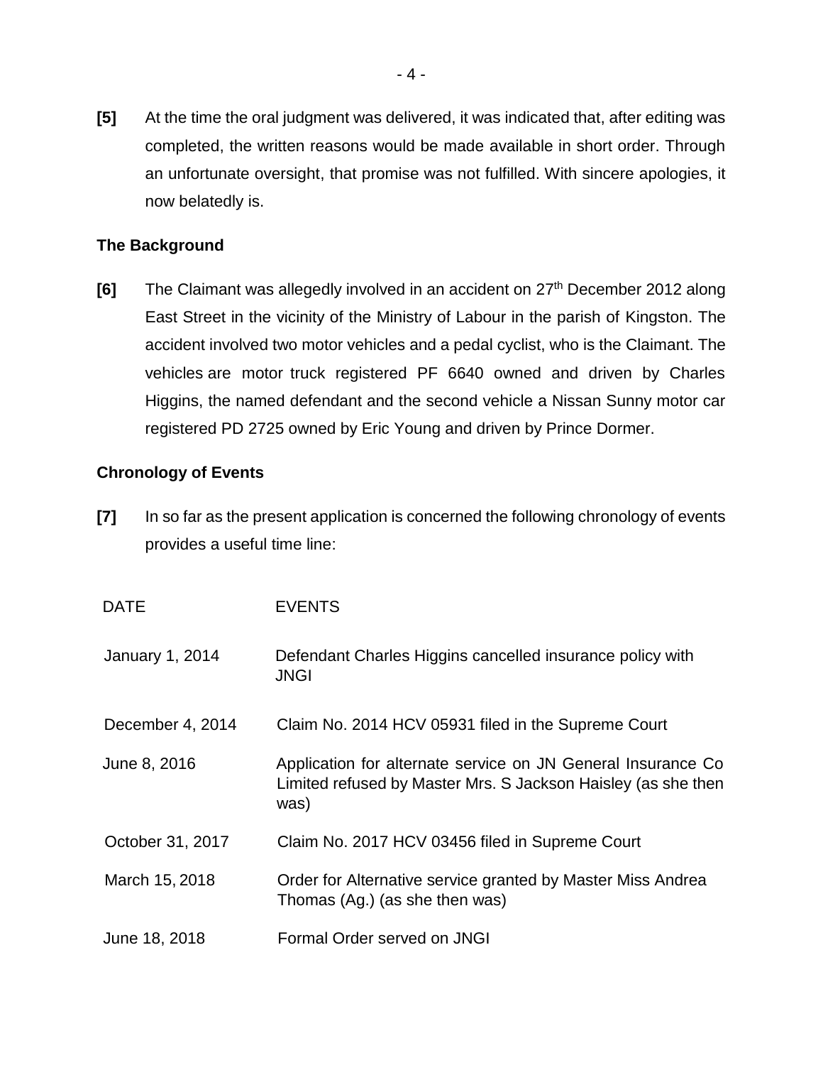**[5]** At the time the oral judgment was delivered, it was indicated that, after editing was completed, the written reasons would be made available in short order. Through an unfortunate oversight, that promise was not fulfilled. With sincere apologies, it now belatedly is.

## The Background

**[6]** The Claimant was allegedly involved in an accident on 27th December 2012 along East Street in the vicinity of the Ministry of Labour in the parish of Kingston. The accident involved two motor vehicles and a pedal cyclist, who is the Claimant. The vehicles are motor truck registered PF 6640 owned and driven by Charles Higgins, the named defendant and the second vehicle a Nissan Sunny motor car registered PD 2725 owned by Eric Young and driven by Prince Dormer.

## Chronology of Events

**[7]** In so far as the present application is concerned the following chronology of events provides a useful time line:

| DATE | EVENTS |
|---|---|
| January 1, 2014 | Defendant Charles Higgins cancelled insurance policy with JNGI |
| December 4, 2014 | Claim No. 2014 HCV 05931 filed in the Supreme Court |
| June 8, 2016 | Application for alternate service on JN General Insurance Co Limited refused by Master Mrs. S Jackson Haisley (as she then was) |
| October 31, 2017 | Claim No. 2017 HCV 03456 filed in Supreme Court |
| March 15, 2018 | Order for Alternative service granted by Master Miss Andrea Thomas (Ag.) (as she then was) |
| June 18, 2018 | Formal Order served on JNGI |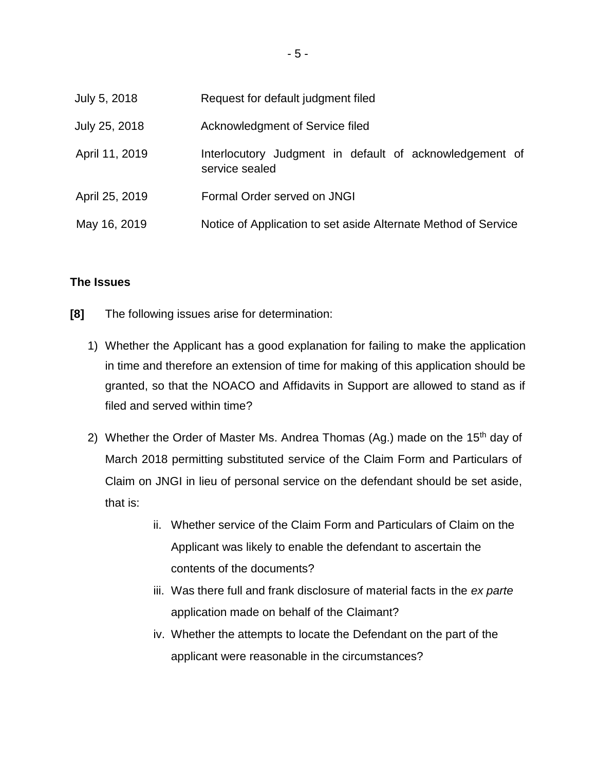| | |
|---|---|
| July 5, 2018 | Request for default judgment filed |
| July 25, 2018 | Acknowledgment of Service filed |
| April 11, 2019 | Interlocutory Judgment in default of acknowledgement of service sealed |
| April 25, 2019 | Formal Order served on JNGI |
| May 16, 2019 | Notice of Application to set aside Alternate Method of Service |

**The Issues**

**[8]** The following issues arise for determination:

1) Whether the Applicant has a good explanation for failing to make the application in time and therefore an extension of time for making of this application should be granted, so that the NOACO and Affidavits in Support are allowed to stand as if filed and served within time?

2) Whether the Order of Master Ms. Andrea Thomas (Ag.) made on the 15th day of March 2018 permitting substituted service of the Claim Form and Particulars of Claim on JNGI in lieu of personal service on the defendant should be set aside, that is:

    ii. Whether service of the Claim Form and Particulars of Claim on the Applicant was likely to enable the defendant to ascertain the contents of the documents?

    iii. Was there full and frank disclosure of material facts in the *ex parte* application made on behalf of the Claimant?

    iv. Whether the attempts to locate the Defendant on the part of the applicant were reasonable in the circumstances?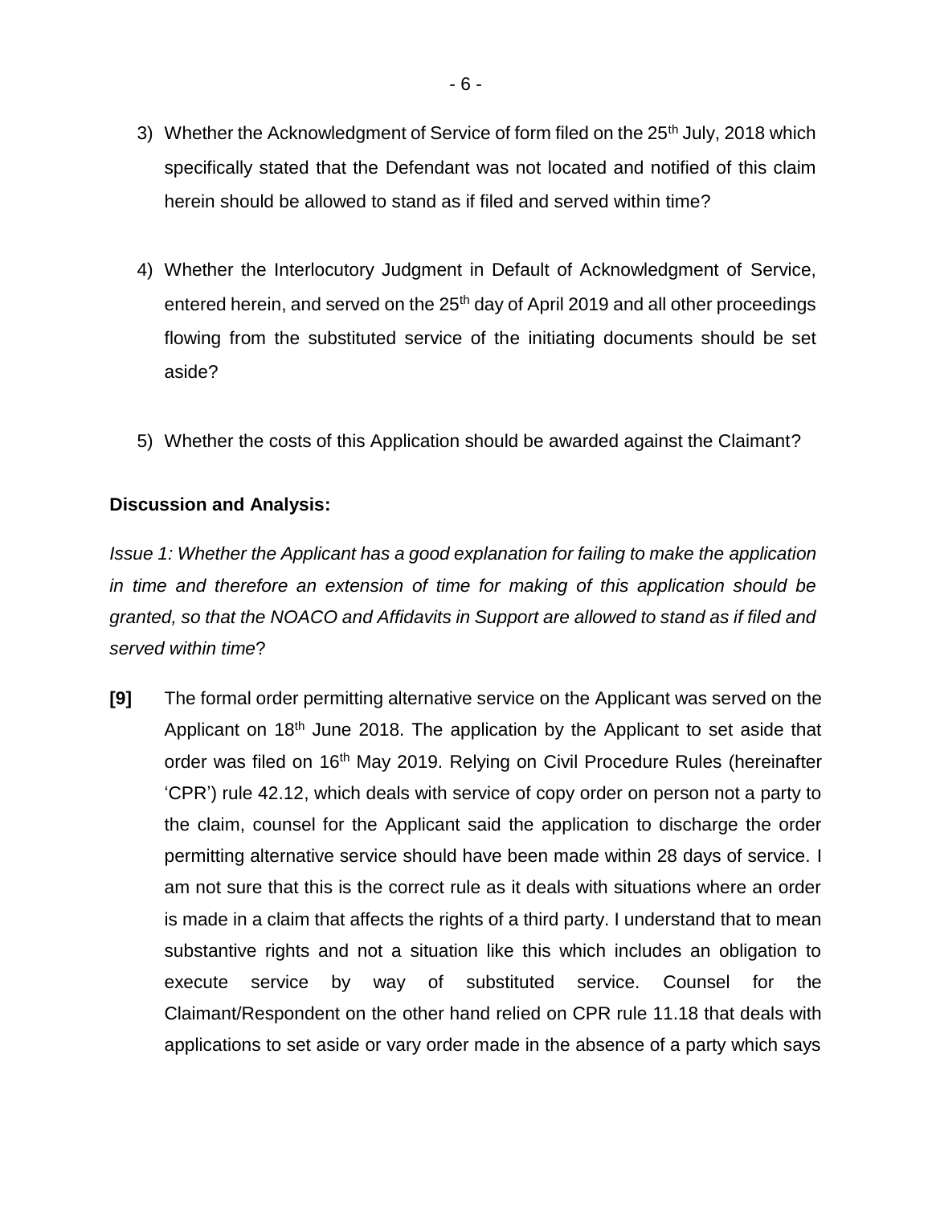3) Whether the Acknowledgment of Service of form filed on the 25th July, 2018 which specifically stated that the Defendant was not located and notified of this claim herein should be allowed to stand as if filed and served within time?

4) Whether the Interlocutory Judgment in Default of Acknowledgment of Service, entered herein, and served on the 25th day of April 2019 and all other proceedings flowing from the substituted service of the initiating documents should be set aside?

5) Whether the costs of this Application should be awarded against the Claimant?

**Discussion and Analysis:**

*Issue 1: Whether the Applicant has a good explanation for failing to make the application in time and therefore an extension of time for making of this application should be granted, so that the NOACO and Affidavits in Support are allowed to stand as if filed and served within time*?

**[9]** The formal order permitting alternative service on the Applicant was served on the Applicant on 18th June 2018. The application by the Applicant to set aside that order was filed on 16th May 2019. Relying on Civil Procedure Rules (hereinafter 'CPR') rule 42.12, which deals with service of copy order on person not a party to the claim, counsel for the Applicant said the application to discharge the order permitting alternative service should have been made within 28 days of service. I am not sure that this is the correct rule as it deals with situations where an order is made in a claim that affects the rights of a third party. I understand that to mean substantive rights and not a situation like this which includes an obligation to execute service by way of substituted service. Counsel for the Claimant/Respondent on the other hand relied on CPR rule 11.18 that deals with applications to set aside or vary order made in the absence of a party which says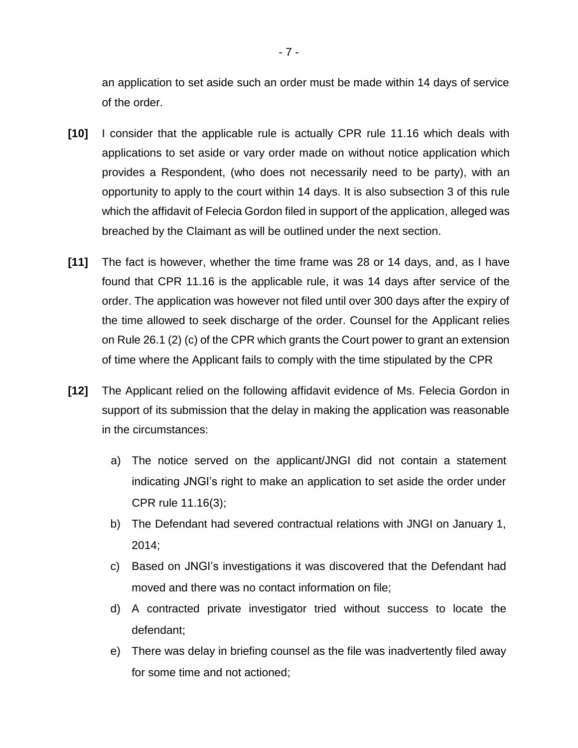an application to set aside such an order must be made within 14 days of service of the order.

**[10]** I consider that the applicable rule is actually CPR rule 11.16 which deals with applications to set aside or vary order made on without notice application which provides a Respondent, (who does not necessarily need to be party), with an opportunity to apply to the court within 14 days. It is also subsection 3 of this rule which the affidavit of Felecia Gordon filed in support of the application, alleged was breached by the Claimant as will be outlined under the next section.

**[11]** The fact is however, whether the time frame was 28 or 14 days, and, as I have found that CPR 11.16 is the applicable rule, it was 14 days after service of the order. The application was however not filed until over 300 days after the expiry of the time allowed to seek discharge of the order. Counsel for the Applicant relies on Rule 26.1 (2) (c) of the CPR which grants the Court power to grant an extension of time where the Applicant fails to comply with the time stipulated by the CPR

**[12]** The Applicant relied on the following affidavit evidence of Ms. Felecia Gordon in support of its submission that the delay in making the application was reasonable in the circumstances:

a) The notice served on the applicant/JNGI did not contain a statement indicating JNGI's right to make an application to set aside the order under CPR rule 11.16(3);

b) The Defendant had severed contractual relations with JNGI on January 1, 2014;

c) Based on JNGI's investigations it was discovered that the Defendant had moved and there was no contact information on file;

d) A contracted private investigator tried without success to locate the defendant;

e) There was delay in briefing counsel as the file was inadvertently filed away for some time and not actioned;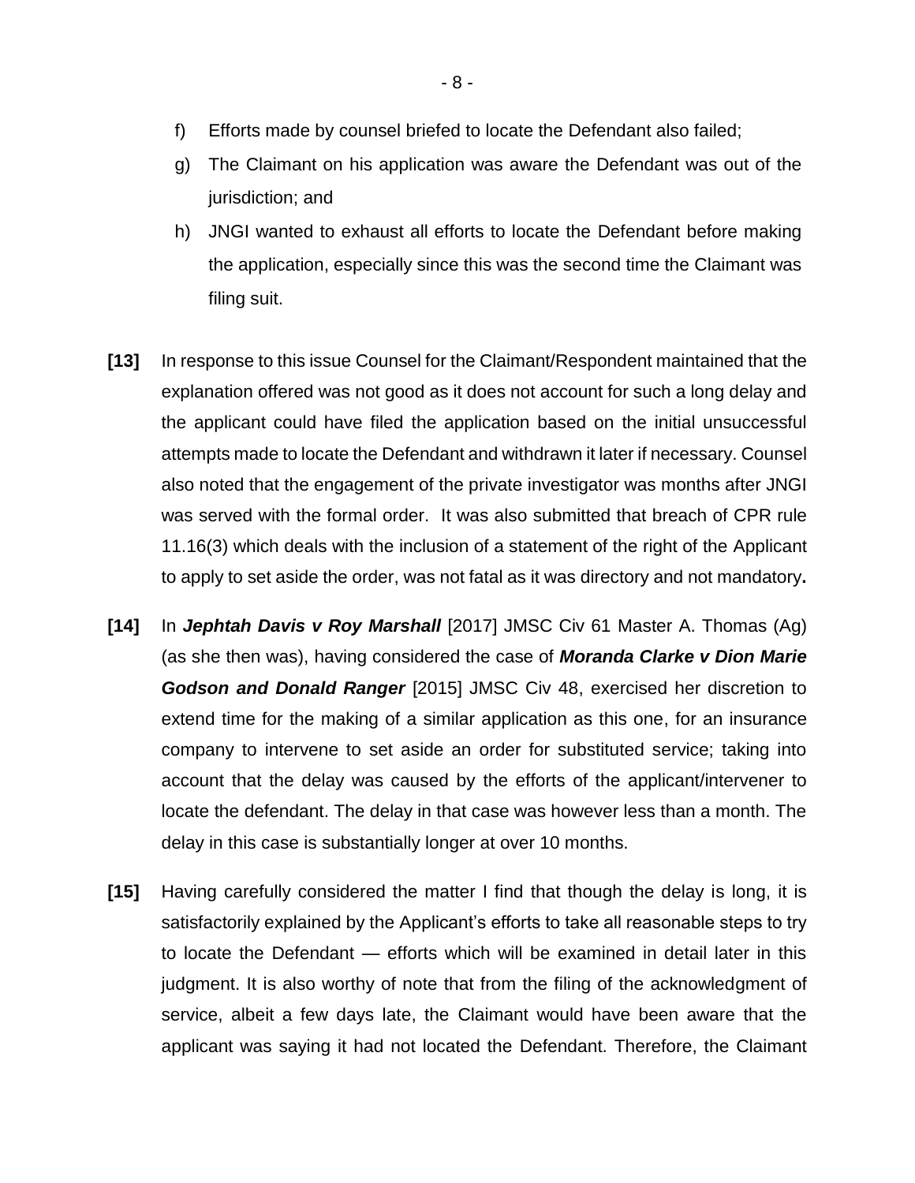f) Efforts made by counsel briefed to locate the Defendant also failed;

g) The Claimant on his application was aware the Defendant was out of the jurisdiction; and

h) JNGI wanted to exhaust all efforts to locate the Defendant before making the application, especially since this was the second time the Claimant was filing suit.

**[13]** In response to this issue Counsel for the Claimant/Respondent maintained that the explanation offered was not good as it does not account for such a long delay and the applicant could have filed the application based on the initial unsuccessful attempts made to locate the Defendant and withdrawn it later if necessary. Counsel also noted that the engagement of the private investigator was months after JNGI was served with the formal order. It was also submitted that breach of CPR rule 11.16(3) which deals with the inclusion of a statement of the right of the Applicant to apply to set aside the order, was not fatal as it was directory and not mandatory**.**

**[14]** In ***Jephtah Davis v Roy Marshall*** [2017] JMSC Civ 61 Master A. Thomas (Ag) (as she then was), having considered the case of ***Moranda Clarke v Dion Marie Godson and Donald Ranger*** [2015] JMSC Civ 48, exercised her discretion to extend time for the making of a similar application as this one, for an insurance company to intervene to set aside an order for substituted service; taking into account that the delay was caused by the efforts of the applicant/intervener to locate the defendant. The delay in that case was however less than a month. The delay in this case is substantially longer at over 10 months.

**[15]** Having carefully considered the matter I find that though the delay is long, it is satisfactorily explained by the Applicant's efforts to take all reasonable steps to try to locate the Defendant — efforts which will be examined in detail later in this judgment. It is also worthy of note that from the filing of the acknowledgment of service, albeit a few days late, the Claimant would have been aware that the applicant was saying it had not located the Defendant. Therefore, the Claimant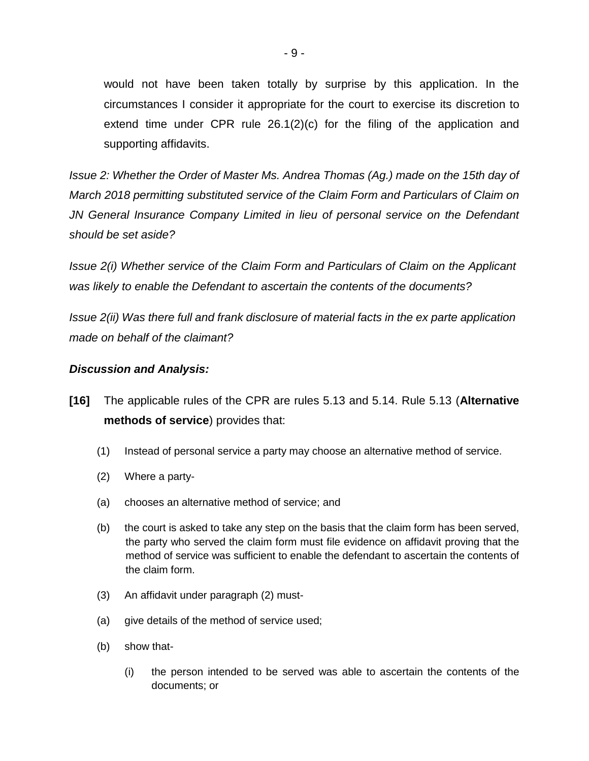would not have been taken totally by surprise by this application. In the circumstances I consider it appropriate for the court to exercise its discretion to extend time under CPR rule 26.1(2)(c) for the filing of the application and supporting affidavits.

*Issue 2: Whether the Order of Master Ms. Andrea Thomas (Ag.) made on the 15th day of March 2018 permitting substituted service of the Claim Form and Particulars of Claim on JN General Insurance Company Limited in lieu of personal service on the Defendant should be set aside?*

*Issue 2(i) Whether service of the Claim Form and Particulars of Claim on the Applicant was likely to enable the Defendant to ascertain the contents of the documents?*

*Issue 2(ii) Was there full and frank disclosure of material facts in the ex parte application made on behalf of the claimant?*

***Discussion and Analysis:***

**[16]** The applicable rules of the CPR are rules 5.13 and 5.14. Rule 5.13 (**Alternative methods of service**) provides that:

(1) Instead of personal service a party may choose an alternative method of service.

(2) Where a party-

(a) chooses an alternative method of service; and

(b) the court is asked to take any step on the basis that the claim form has been served, the party who served the claim form must file evidence on affidavit proving that the method of service was sufficient to enable the defendant to ascertain the contents of the claim form.

(3) An affidavit under paragraph (2) must-

(a) give details of the method of service used;

(b) show that-

(i) the person intended to be served was able to ascertain the contents of the documents; or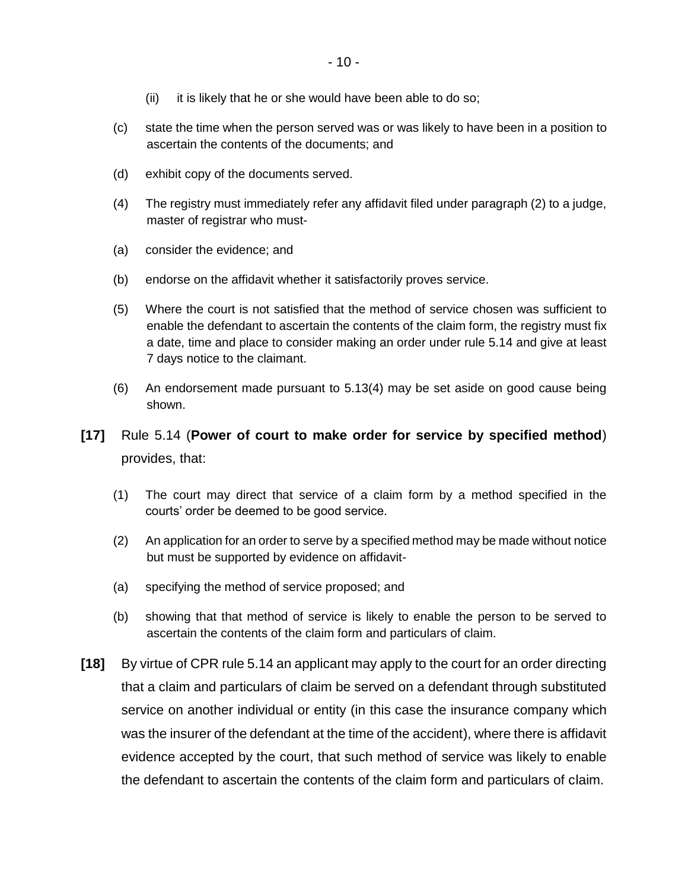(ii) it is likely that he or she would have been able to do so;

(c) state the time when the person served was or was likely to have been in a position to ascertain the contents of the documents; and

(d) exhibit copy of the documents served.

(4) The registry must immediately refer any affidavit filed under paragraph (2) to a judge, master of registrar who must-

(a) consider the evidence; and

(b) endorse on the affidavit whether it satisfactorily proves service.

(5) Where the court is not satisfied that the method of service chosen was sufficient to enable the defendant to ascertain the contents of the claim form, the registry must fix a date, time and place to consider making an order under rule 5.14 and give at least 7 days notice to the claimant.

(6) An endorsement made pursuant to 5.13(4) may be set aside on good cause being shown.

**[17]** Rule 5.14 (**Power of court to make order for service by specified method**) provides, that:

(1) The court may direct that service of a claim form by a method specified in the courts' order be deemed to be good service.

(2) An application for an order to serve by a specified method may be made without notice but must be supported by evidence on affidavit-

(a) specifying the method of service proposed; and

(b) showing that that method of service is likely to enable the person to be served to ascertain the contents of the claim form and particulars of claim.

**[18]** By virtue of CPR rule 5.14 an applicant may apply to the court for an order directing that a claim and particulars of claim be served on a defendant through substituted service on another individual or entity (in this case the insurance company which was the insurer of the defendant at the time of the accident), where there is affidavit evidence accepted by the court, that such method of service was likely to enable the defendant to ascertain the contents of the claim form and particulars of claim.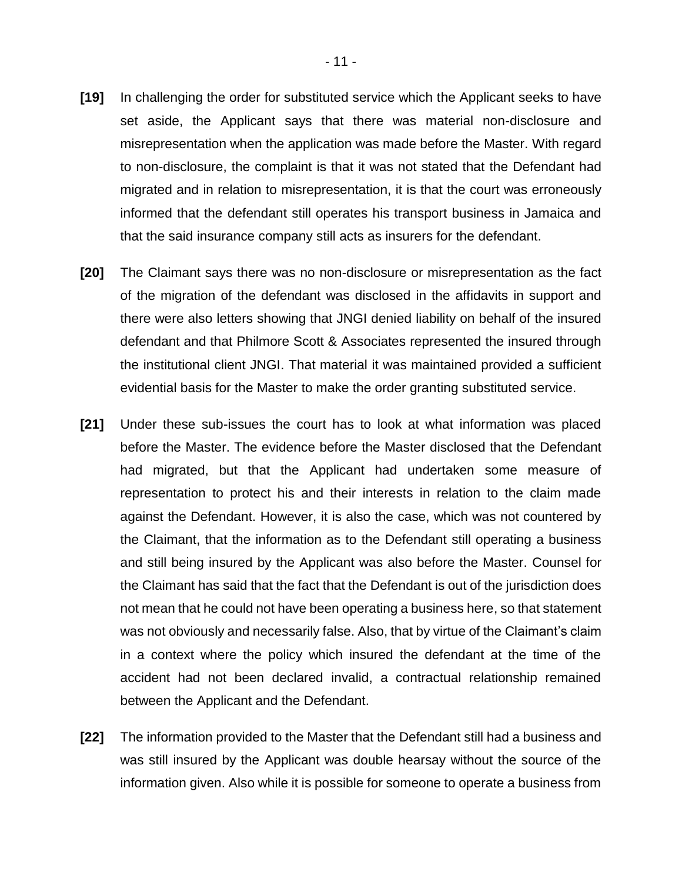**[19]** In challenging the order for substituted service which the Applicant seeks to have set aside, the Applicant says that there was material non-disclosure and misrepresentation when the application was made before the Master. With regard to non-disclosure, the complaint is that it was not stated that the Defendant had migrated and in relation to misrepresentation, it is that the court was erroneously informed that the defendant still operates his transport business in Jamaica and that the said insurance company still acts as insurers for the defendant.

**[20]** The Claimant says there was no non-disclosure or misrepresentation as the fact of the migration of the defendant was disclosed in the affidavits in support and there were also letters showing that JNGI denied liability on behalf of the insured defendant and that Philmore Scott & Associates represented the insured through the institutional client JNGI. That material it was maintained provided a sufficient evidential basis for the Master to make the order granting substituted service.

**[21]** Under these sub-issues the court has to look at what information was placed before the Master. The evidence before the Master disclosed that the Defendant had migrated, but that the Applicant had undertaken some measure of representation to protect his and their interests in relation to the claim made against the Defendant. However, it is also the case, which was not countered by the Claimant, that the information as to the Defendant still operating a business and still being insured by the Applicant was also before the Master. Counsel for the Claimant has said that the fact that the Defendant is out of the jurisdiction does not mean that he could not have been operating a business here, so that statement was not obviously and necessarily false. Also, that by virtue of the Claimant's claim in a context where the policy which insured the defendant at the time of the accident had not been declared invalid, a contractual relationship remained between the Applicant and the Defendant.

**[22]** The information provided to the Master that the Defendant still had a business and was still insured by the Applicant was double hearsay without the source of the information given. Also while it is possible for someone to operate a business from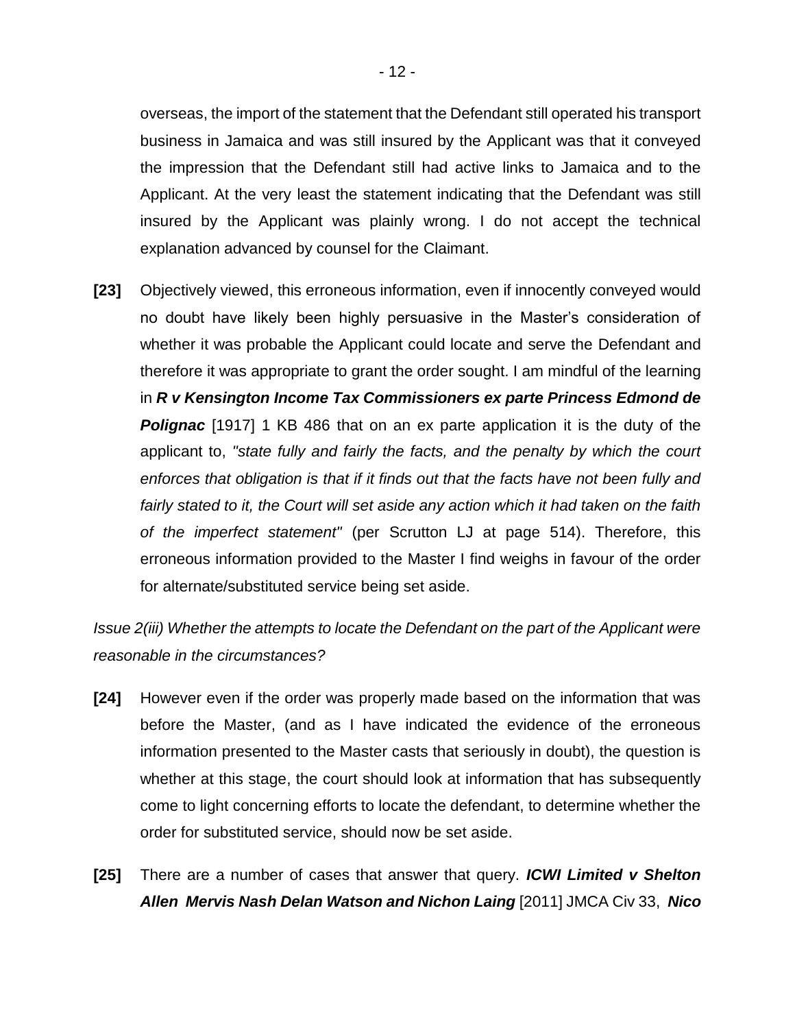overseas, the import of the statement that the Defendant still operated his transport business in Jamaica and was still insured by the Applicant was that it conveyed the impression that the Defendant still had active links to Jamaica and to the Applicant. At the very least the statement indicating that the Defendant was still insured by the Applicant was plainly wrong. I do not accept the technical explanation advanced by counsel for the Claimant.

**[23]** Objectively viewed, this erroneous information, even if innocently conveyed would no doubt have likely been highly persuasive in the Master's consideration of whether it was probable the Applicant could locate and serve the Defendant and therefore it was appropriate to grant the order sought. I am mindful of the learning in ***R v Kensington Income Tax Commissioners ex parte Princess Edmond de Polignac*** [1917] 1 KB 486 that on an ex parte application it is the duty of the applicant to, *"state fully and fairly the facts, and the penalty by which the court enforces that obligation is that if it finds out that the facts have not been fully and fairly stated to it, the Court will set aside any action which it had taken on the faith of the imperfect statement"* (per Scrutton LJ at page 514). Therefore, this erroneous information provided to the Master I find weighs in favour of the order for alternate/substituted service being set aside.

*Issue 2(iii) Whether the attempts to locate the Defendant on the part of the Applicant were reasonable in the circumstances?*

**[24]** However even if the order was properly made based on the information that was before the Master, (and as I have indicated the evidence of the erroneous information presented to the Master casts that seriously in doubt), the question is whether at this stage, the court should look at information that has subsequently come to light concerning efforts to locate the defendant, to determine whether the order for substituted service, should now be set aside.

**[25]** There are a number of cases that answer that query. ***ICWI Limited v Shelton Allen Mervis Nash Delan Watson and Nichon Laing*** [2011] JMCA Civ 33, ***Nico***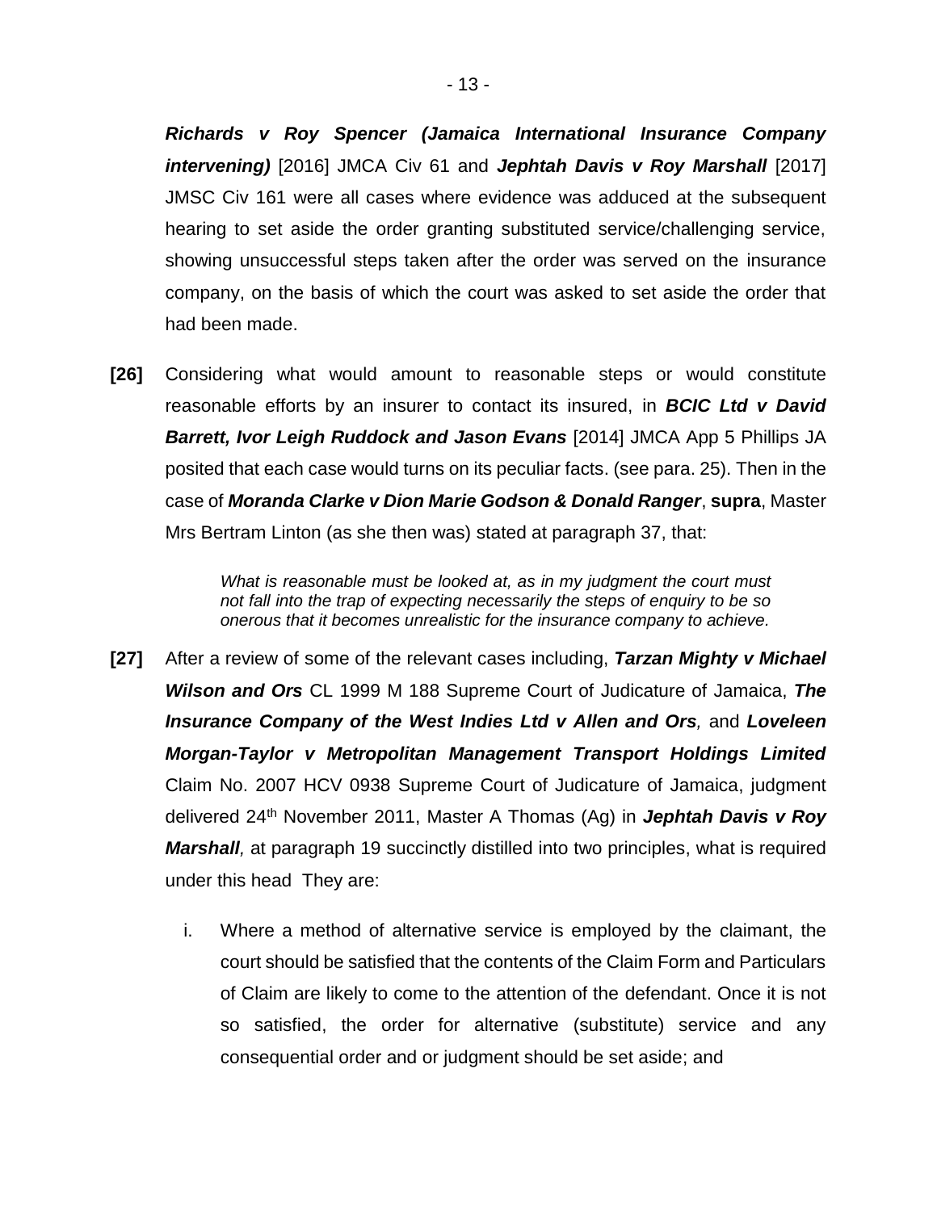***Richards v Roy Spencer (Jamaica International Insurance Company intervening)*** [2016] JMCA Civ 61 and ***Jephtah Davis v Roy Marshall*** [2017] JMSC Civ 161 were all cases where evidence was adduced at the subsequent hearing to set aside the order granting substituted service/challenging service, showing unsuccessful steps taken after the order was served on the insurance company, on the basis of which the court was asked to set aside the order that had been made.

**[26]** Considering what would amount to reasonable steps or would constitute reasonable efforts by an insurer to contact its insured, in ***BCIC Ltd v David Barrett, Ivor Leigh Ruddock and Jason Evans*** [2014] JMCA App 5 Phillips JA posited that each case would turns on its peculiar facts. (see para. 25). Then in the case of ***Moranda Clarke v Dion Marie Godson & Donald Ranger***, **supra**, Master Mrs Bertram Linton (as she then was) stated at paragraph 37, that:

> *What is reasonable must be looked at, as in my judgment the court must not fall into the trap of expecting necessarily the steps of enquiry to be so onerous that it becomes unrealistic for the insurance company to achieve.*

**[27]** After a review of some of the relevant cases including, ***Tarzan Mighty v Michael Wilson and Ors*** CL 1999 M 188 Supreme Court of Judicature of Jamaica, ***The Insurance Company of the West Indies Ltd v Allen and Ors,*** and ***Loveleen Morgan-Taylor v Metropolitan Management Transport Holdings Limited*** Claim No. 2007 HCV 0938 Supreme Court of Judicature of Jamaica, judgment delivered 24th November 2011, Master A Thomas (Ag) in ***Jephtah Davis v Roy Marshall,*** at paragraph 19 succinctly distilled into two principles, what is required under this head They are:

i. Where a method of alternative service is employed by the claimant, the court should be satisfied that the contents of the Claim Form and Particulars of Claim are likely to come to the attention of the defendant. Once it is not so satisfied, the order for alternative (substitute) service and any consequential order and or judgment should be set aside; and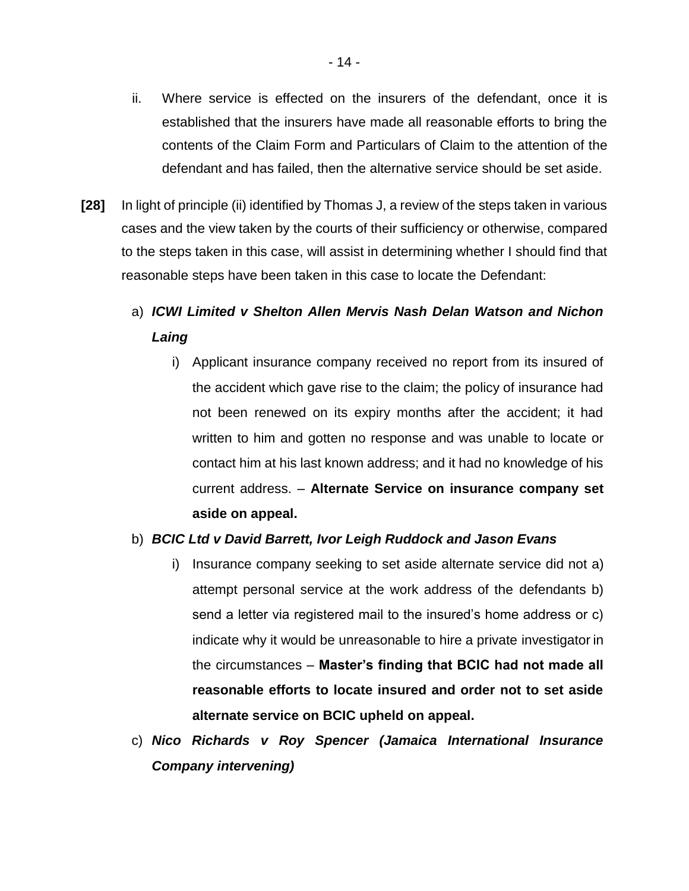ii. Where service is effected on the insurers of the defendant, once it is established that the insurers have made all reasonable efforts to bring the contents of the Claim Form and Particulars of Claim to the attention of the defendant and has failed, then the alternative service should be set aside.

**[28]** In light of principle (ii) identified by Thomas J, a review of the steps taken in various cases and the view taken by the courts of their sufficiency or otherwise, compared to the steps taken in this case, will assist in determining whether I should find that reasonable steps have been taken in this case to locate the Defendant:

a) ***ICWI Limited v Shelton Allen Mervis Nash Delan Watson and Nichon Laing***

   i) Applicant insurance company received no report from its insured of the accident which gave rise to the claim; the policy of insurance had not been renewed on its expiry months after the accident; it had written to him and gotten no response and was unable to locate or contact him at his last known address; and it had no knowledge of his current address. – **Alternate Service on insurance company set aside on appeal.**

b) ***BCIC Ltd v David Barrett, Ivor Leigh Ruddock and Jason Evans***

   i) Insurance company seeking to set aside alternate service did not a) attempt personal service at the work address of the defendants b) send a letter via registered mail to the insured's home address or c) indicate why it would be unreasonable to hire a private investigator in the circumstances – **Master's finding that BCIC had not made all reasonable efforts to locate insured and order not to set aside alternate service on BCIC upheld on appeal.**

c) ***Nico Richards v Roy Spencer (Jamaica International Insurance Company intervening)***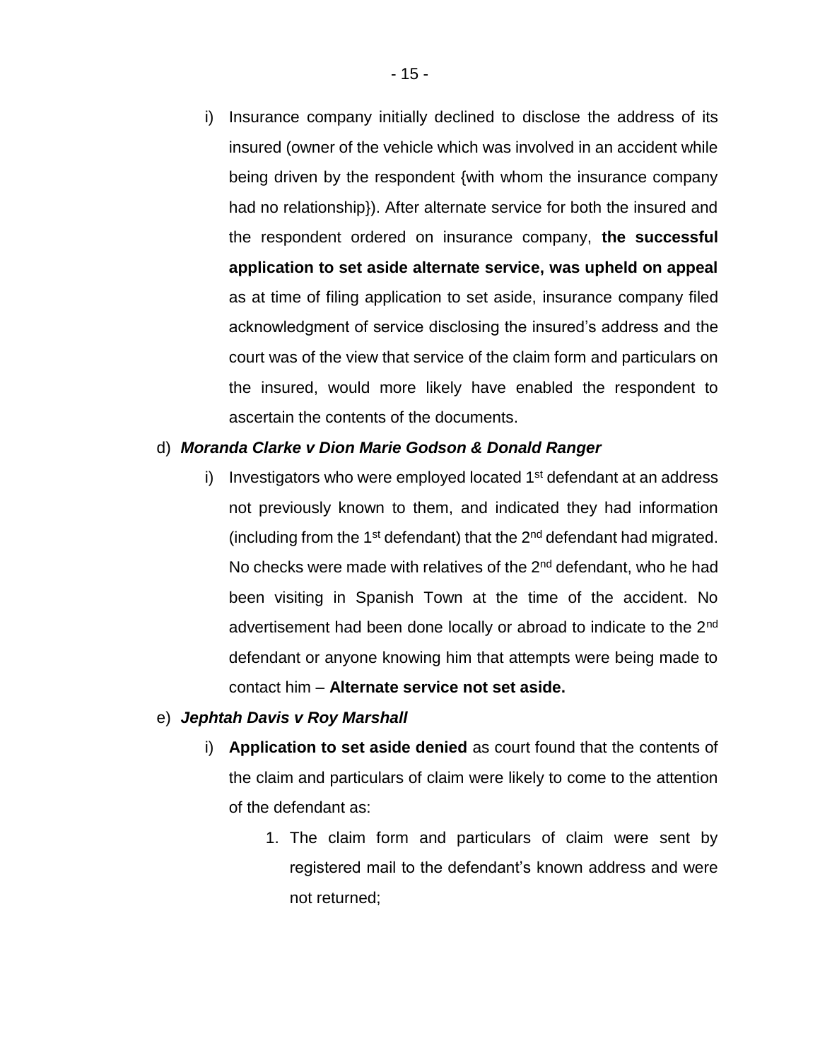i) Insurance company initially declined to disclose the address of its insured (owner of the vehicle which was involved in an accident while being driven by the respondent {with whom the insurance company had no relationship}). After alternate service for both the insured and the respondent ordered on insurance company, **the successful application to set aside alternate service, was upheld on appeal** as at time of filing application to set aside, insurance company filed acknowledgment of service disclosing the insured's address and the court was of the view that service of the claim form and particulars on the insured, would more likely have enabled the respondent to ascertain the contents of the documents.

d) ***Moranda Clarke v Dion Marie Godson & Donald Ranger***

i) Investigators who were employed located 1st defendant at an address not previously known to them, and indicated they had information (including from the 1st defendant) that the 2nd defendant had migrated. No checks were made with relatives of the 2nd defendant, who he had been visiting in Spanish Town at the time of the accident. No advertisement had been done locally or abroad to indicate to the 2nd defendant or anyone knowing him that attempts were being made to contact him – **Alternate service not set aside.**

e) ***Jephtah Davis v Roy Marshall***

i) **Application to set aside denied** as court found that the contents of the claim and particulars of claim were likely to come to the attention of the defendant as:

1. The claim form and particulars of claim were sent by registered mail to the defendant's known address and were not returned;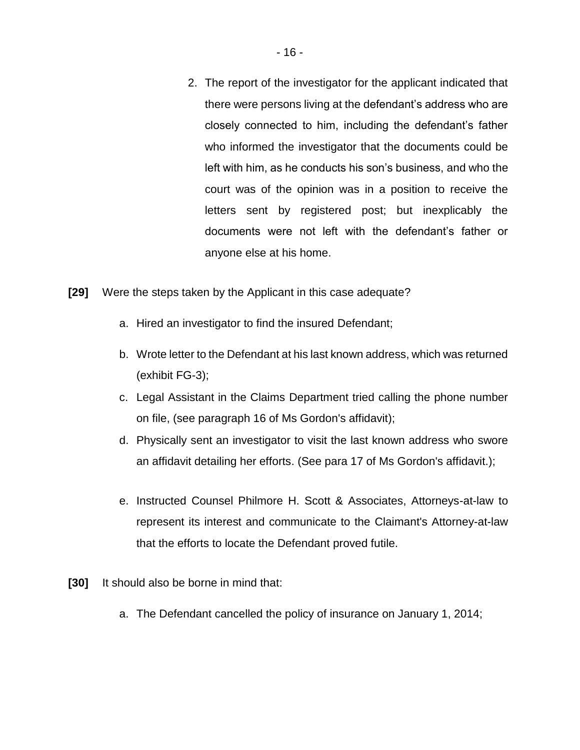2. The report of the investigator for the applicant indicated that there were persons living at the defendant's address who are closely connected to him, including the defendant's father who informed the investigator that the documents could be left with him, as he conducts his son's business, and who the court was of the opinion was in a position to receive the letters sent by registered post; but inexplicably the documents were not left with the defendant's father or anyone else at his home.

**[29]** Were the steps taken by the Applicant in this case adequate?

a. Hired an investigator to find the insured Defendant;

b. Wrote letter to the Defendant at his last known address, which was returned (exhibit FG-3);

c. Legal Assistant in the Claims Department tried calling the phone number on file, (see paragraph 16 of Ms Gordon's affidavit);

d. Physically sent an investigator to visit the last known address who swore an affidavit detailing her efforts. (See para 17 of Ms Gordon's affidavit.);

e. Instructed Counsel Philmore H. Scott & Associates, Attorneys-at-law to represent its interest and communicate to the Claimant's Attorney-at-law that the efforts to locate the Defendant proved futile.

**[30]** It should also be borne in mind that:

a. The Defendant cancelled the policy of insurance on January 1, 2014;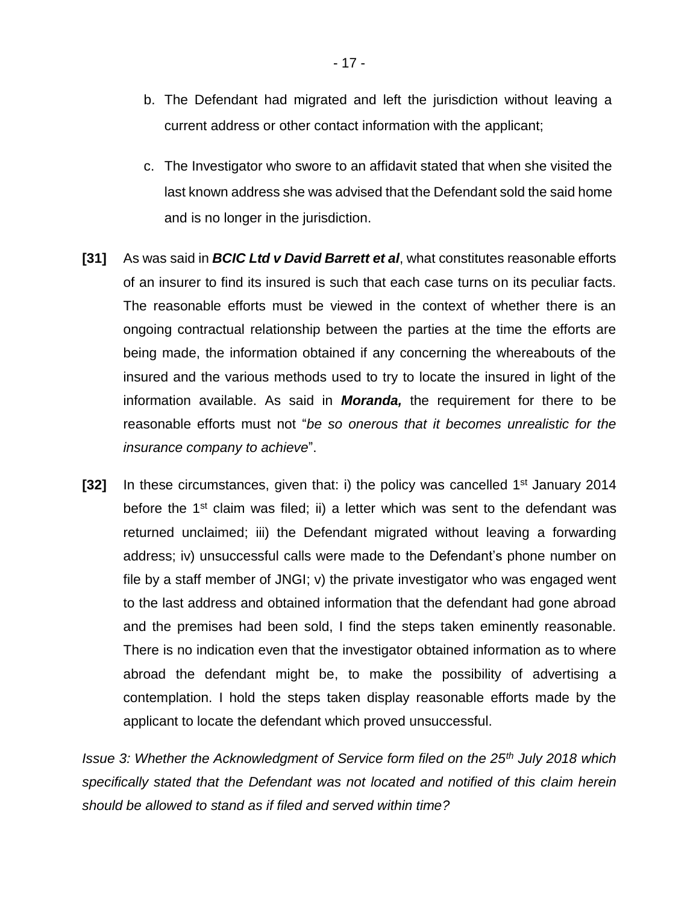b. The Defendant had migrated and left the jurisdiction without leaving a current address or other contact information with the applicant;

c. The Investigator who swore to an affidavit stated that when she visited the last known address she was advised that the Defendant sold the said home and is no longer in the jurisdiction.

**[31]** As was said in ***BCIC Ltd v David Barrett et al***, what constitutes reasonable efforts of an insurer to find its insured is such that each case turns on its peculiar facts. The reasonable efforts must be viewed in the context of whether there is an ongoing contractual relationship between the parties at the time the efforts are being made, the information obtained if any concerning the whereabouts of the insured and the various methods used to try to locate the insured in light of the information available. As said in ***Moranda,*** the requirement for there to be reasonable efforts must not "*be so onerous that it becomes unrealistic for the insurance company to achieve*".

**[32]** In these circumstances, given that: i) the policy was cancelled 1st January 2014 before the 1st claim was filed; ii) a letter which was sent to the defendant was returned unclaimed; iii) the Defendant migrated without leaving a forwarding address; iv) unsuccessful calls were made to the Defendant's phone number on file by a staff member of JNGI; v) the private investigator who was engaged went to the last address and obtained information that the defendant had gone abroad and the premises had been sold, I find the steps taken eminently reasonable. There is no indication even that the investigator obtained information as to where abroad the defendant might be, to make the possibility of advertising a contemplation. I hold the steps taken display reasonable efforts made by the applicant to locate the defendant which proved unsuccessful.

*Issue 3: Whether the Acknowledgment of Service form filed on the 25th July 2018 which specifically stated that the Defendant was not located and notified of this claim herein should be allowed to stand as if filed and served within time?*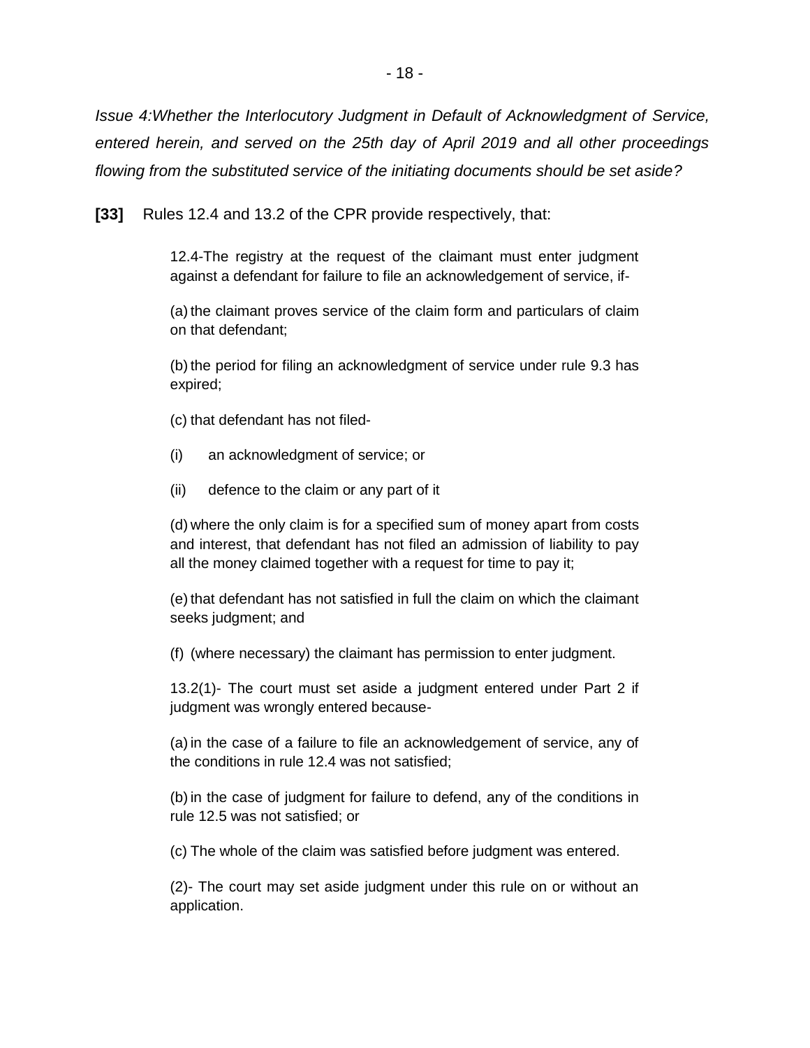*Issue 4:Whether the Interlocutory Judgment in Default of Acknowledgment of Service, entered herein, and served on the 25th day of April 2019 and all other proceedings flowing from the substituted service of the initiating documents should be set aside?*

**[33]** Rules 12.4 and 13.2 of the CPR provide respectively, that:

> 12.4-The registry at the request of the claimant must enter judgment against a defendant for failure to file an acknowledgement of service, if-
>
> (a) the claimant proves service of the claim form and particulars of claim on that defendant;
>
> (b) the period for filing an acknowledgment of service under rule 9.3 has expired;
>
> (c) that defendant has not filed-
>
> (i) an acknowledgment of service; or
>
> (ii) defence to the claim or any part of it
>
> (d) where the only claim is for a specified sum of money apart from costs and interest, that defendant has not filed an admission of liability to pay all the money claimed together with a request for time to pay it;
>
> (e) that defendant has not satisfied in full the claim on which the claimant seeks judgment; and
>
> (f) (where necessary) the claimant has permission to enter judgment.
>
> 13.2(1)- The court must set aside a judgment entered under Part 2 if judgment was wrongly entered because-
>
> (a) in the case of a failure to file an acknowledgement of service, any of the conditions in rule 12.4 was not satisfied;
>
> (b) in the case of judgment for failure to defend, any of the conditions in rule 12.5 was not satisfied; or
>
> (c) The whole of the claim was satisfied before judgment was entered.
>
> (2)- The court may set aside judgment under this rule on or without an application.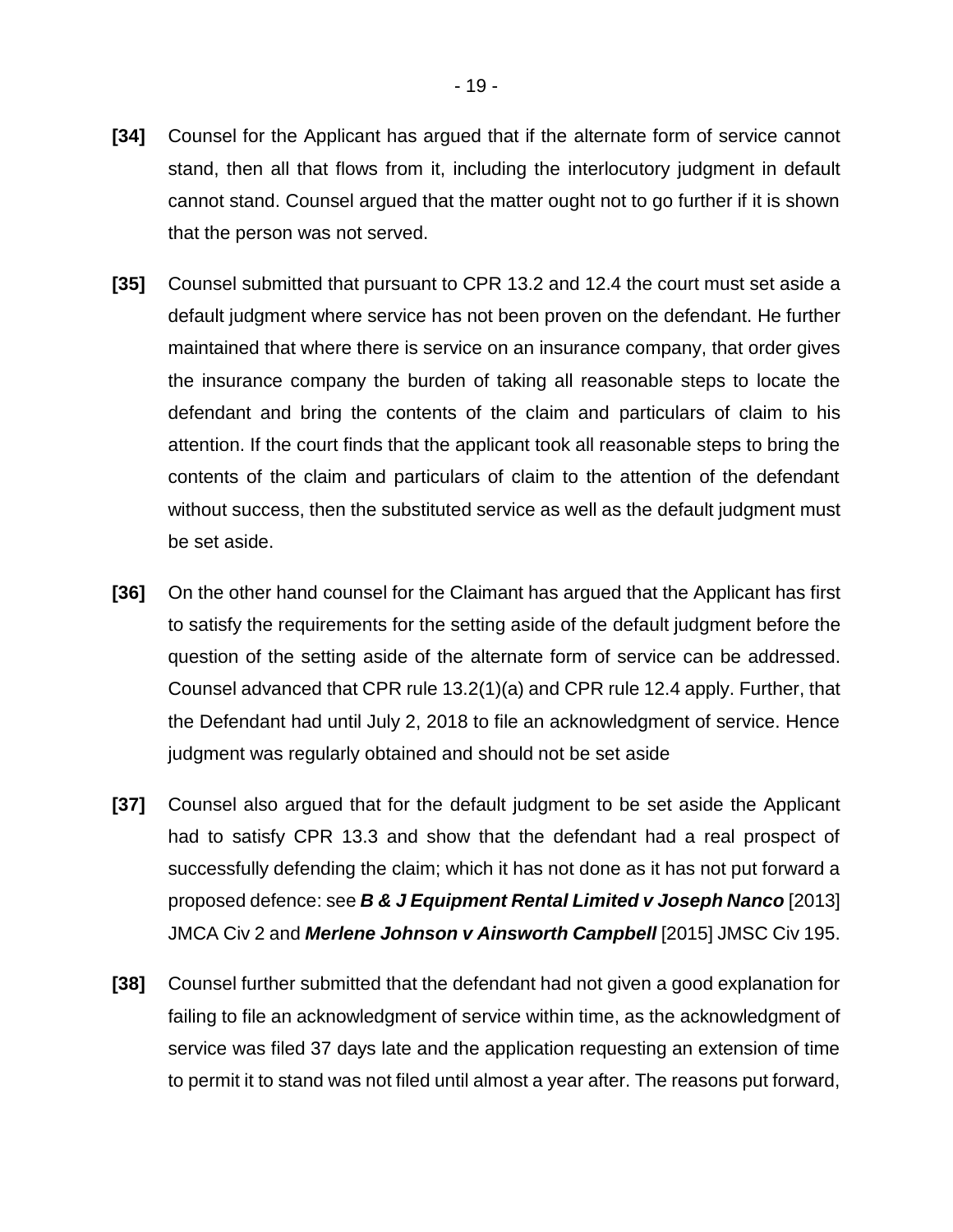**[34]** Counsel for the Applicant has argued that if the alternate form of service cannot stand, then all that flows from it, including the interlocutory judgment in default cannot stand. Counsel argued that the matter ought not to go further if it is shown that the person was not served.

**[35]** Counsel submitted that pursuant to CPR 13.2 and 12.4 the court must set aside a default judgment where service has not been proven on the defendant. He further maintained that where there is service on an insurance company, that order gives the insurance company the burden of taking all reasonable steps to locate the defendant and bring the contents of the claim and particulars of claim to his attention. If the court finds that the applicant took all reasonable steps to bring the contents of the claim and particulars of claim to the attention of the defendant without success, then the substituted service as well as the default judgment must be set aside.

**[36]** On the other hand counsel for the Claimant has argued that the Applicant has first to satisfy the requirements for the setting aside of the default judgment before the question of the setting aside of the alternate form of service can be addressed. Counsel advanced that CPR rule 13.2(1)(a) and CPR rule 12.4 apply. Further, that the Defendant had until July 2, 2018 to file an acknowledgment of service. Hence judgment was regularly obtained and should not be set aside

**[37]** Counsel also argued that for the default judgment to be set aside the Applicant had to satisfy CPR 13.3 and show that the defendant had a real prospect of successfully defending the claim; which it has not done as it has not put forward a proposed defence: see ***B & J Equipment Rental Limited v Joseph Nanco*** [2013] JMCA Civ 2 and ***Merlene Johnson v Ainsworth Campbell*** [2015] JMSC Civ 195.

**[38]** Counsel further submitted that the defendant had not given a good explanation for failing to file an acknowledgment of service within time, as the acknowledgment of service was filed 37 days late and the application requesting an extension of time to permit it to stand was not filed until almost a year after. The reasons put forward,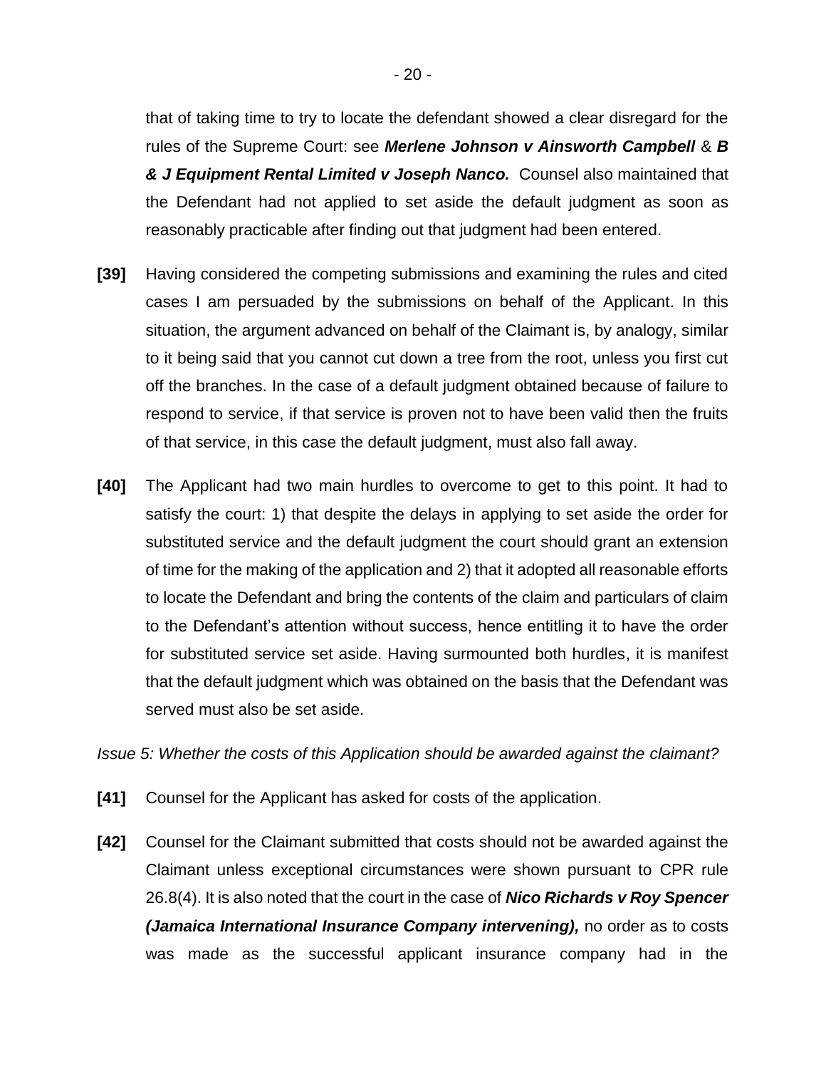that of taking time to try to locate the defendant showed a clear disregard for the rules of the Supreme Court: see ***Merlene Johnson v Ainsworth Campbell*** & ***B & J Equipment Rental Limited v Joseph Nanco.*** Counsel also maintained that the Defendant had not applied to set aside the default judgment as soon as reasonably practicable after finding out that judgment had been entered.

**[39]** Having considered the competing submissions and examining the rules and cited cases I am persuaded by the submissions on behalf of the Applicant. In this situation, the argument advanced on behalf of the Claimant is, by analogy, similar to it being said that you cannot cut down a tree from the root, unless you first cut off the branches. In the case of a default judgment obtained because of failure to respond to service, if that service is proven not to have been valid then the fruits of that service, in this case the default judgment, must also fall away.

**[40]** The Applicant had two main hurdles to overcome to get to this point. It had to satisfy the court: 1) that despite the delays in applying to set aside the order for substituted service and the default judgment the court should grant an extension of time for the making of the application and 2) that it adopted all reasonable efforts to locate the Defendant and bring the contents of the claim and particulars of claim to the Defendant's attention without success, hence entitling it to have the order for substituted service set aside. Having surmounted both hurdles, it is manifest that the default judgment which was obtained on the basis that the Defendant was served must also be set aside.

*Issue 5: Whether the costs of this Application should be awarded against the claimant?*

**[41]** Counsel for the Applicant has asked for costs of the application.

**[42]** Counsel for the Claimant submitted that costs should not be awarded against the Claimant unless exceptional circumstances were shown pursuant to CPR rule 26.8(4). It is also noted that the court in the case of ***Nico Richards v Roy Spencer (Jamaica International Insurance Company intervening),*** no order as to costs was made as the successful applicant insurance company had in the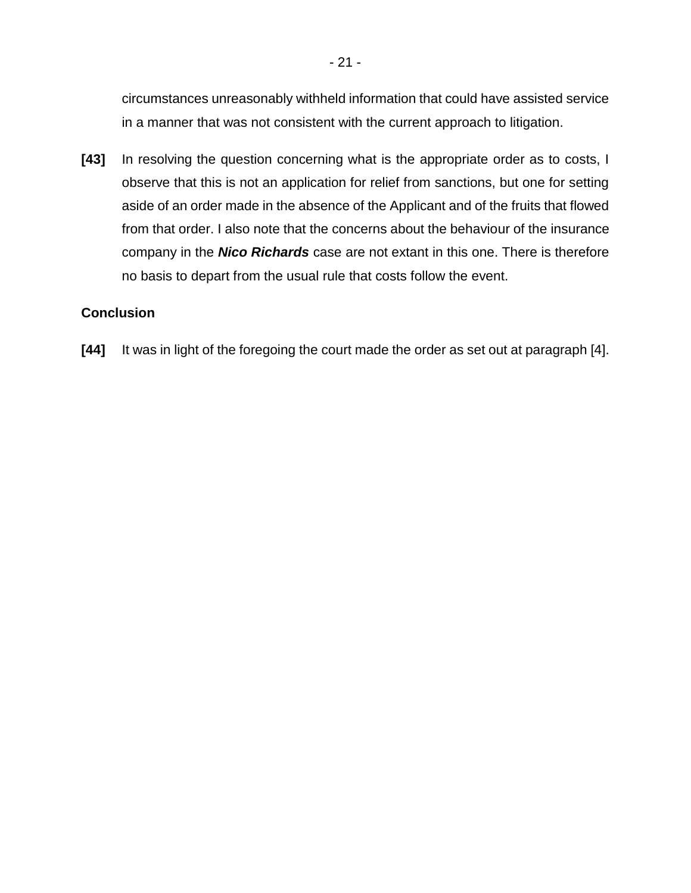circumstances unreasonably withheld information that could have assisted service in a manner that was not consistent with the current approach to litigation.

**[43]** In resolving the question concerning what is the appropriate order as to costs, I observe that this is not an application for relief from sanctions, but one for setting aside of an order made in the absence of the Applicant and of the fruits that flowed from that order. I also note that the concerns about the behaviour of the insurance company in the ***Nico Richards*** case are not extant in this one. There is therefore no basis to depart from the usual rule that costs follow the event.

**Conclusion**

**[44]** It was in light of the foregoing the court made the order as set out at paragraph [4].